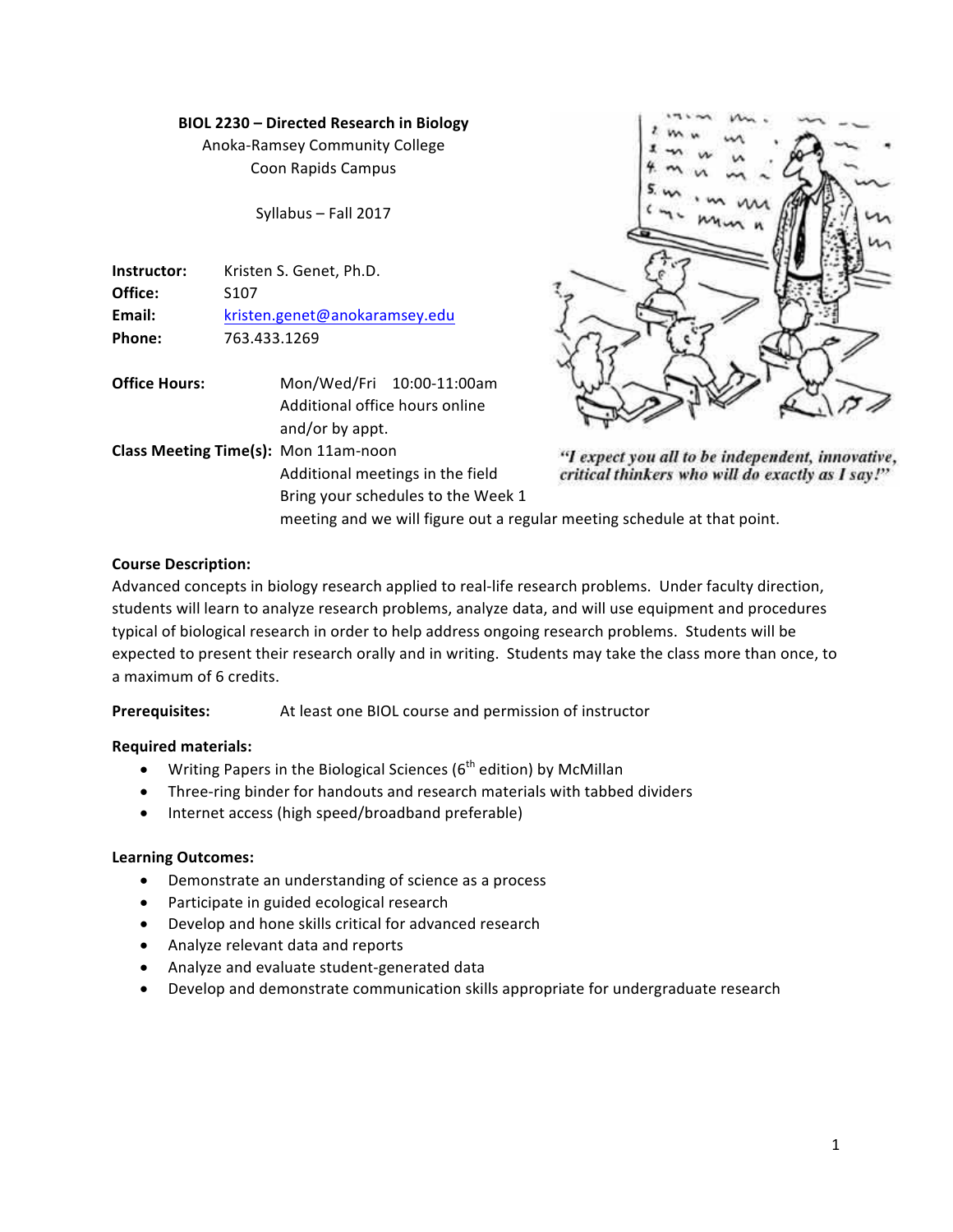**BIOL 2230 – Directed Research in Biology**

Anoka-Ramsey Community College

Coon Rapids Campus

Syllabus – Fall 2017

**Instructor:** Kristen S. Genet, Ph.D.
**Office:** S107
**Email:** kristen.genet@anokaramsey.edu
**Phone:** 763.433.1269

**Office Hours:** Mon/Wed/Fri 10:00-11:00am
Additional office hours online and/or by appt.

**Class Meeting Time(s):** Mon 11am-noon
Additional meetings in the field
Bring your schedules to the Week 1 meeting and we will figure out a regular meeting schedule at that point.

*"I expect you all to be independent, innovative, critical thinkers who will do exactly as I say!"*

**Course Description:**

Advanced concepts in biology research applied to real-life research problems. Under faculty direction, students will learn to analyze research problems, analyze data, and will use equipment and procedures typical of biological research in order to help address ongoing research problems. Students will be expected to present their research orally and in writing. Students may take the class more than once, to a maximum of 6 credits.

**Prerequisites:** At least one BIOL course and permission of instructor

**Required materials:**

- Writing Papers in the Biological Sciences (6th edition) by McMillan
- Three-ring binder for handouts and research materials with tabbed dividers
- Internet access (high speed/broadband preferable)

**Learning Outcomes:**

- Demonstrate an understanding of science as a process
- Participate in guided ecological research
- Develop and hone skills critical for advanced research
- Analyze relevant data and reports
- Analyze and evaluate student-generated data
- Develop and demonstrate communication skills appropriate for undergraduate research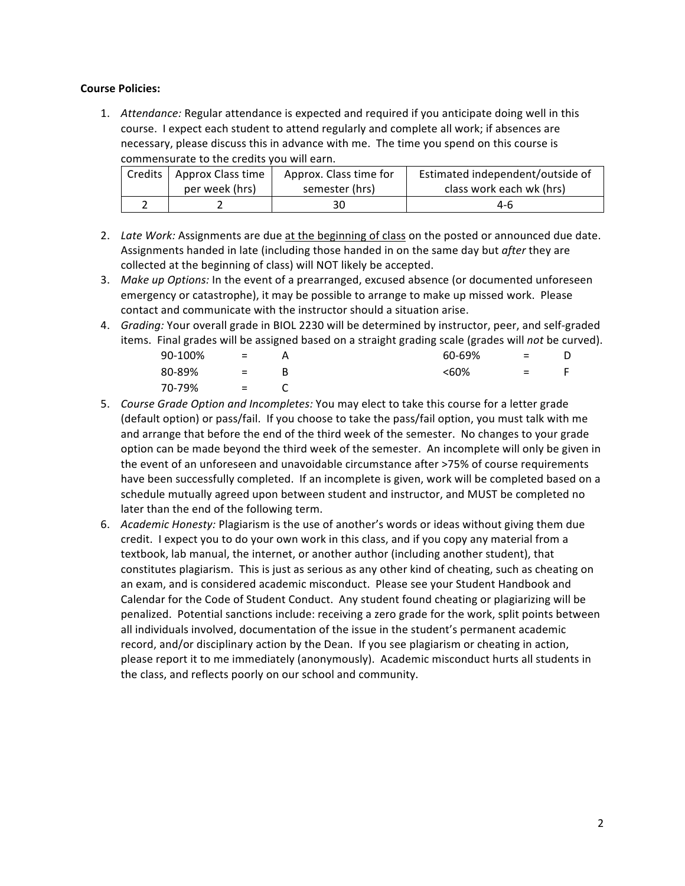**Course Policies:**

1. *Attendance:* Regular attendance is expected and required if you anticipate doing well in this course. I expect each student to attend regularly and complete all work; if absences are necessary, please discuss this in advance with me. The time you spend on this course is commensurate to the credits you will earn.

| Credits | Approx Class time per week (hrs) | Approx. Class time for semester (hrs) | Estimated independent/outside of class work each wk (hrs) |
|---|---|---|---|
| 2 | 2 | 30 | 4-6 |

2. *Late Work:* Assignments are due at the beginning of class on the posted or announced due date. Assignments handed in late (including those handed in on the same day but *after* they are collected at the beginning of class) will NOT likely be accepted.
3. *Make up Options:* In the event of a prearranged, excused absence (or documented unforeseen emergency or catastrophe), it may be possible to arrange to make up missed work. Please contact and communicate with the instructor should a situation arise.
4. *Grading:* Your overall grade in BIOL 2230 will be determined by instructor, peer, and self-graded items. Final grades will be assigned based on a straight grading scale (grades will *not* be curved).

| | | | | | |
|---|---|---|---|---|---|
| 90-100% | = | A | 60-69% | = | D |
| 80-89% | = | B | <60% | = | F |
| 70-79% | = | C | | | |

5. *Course Grade Option and Incompletes:* You may elect to take this course for a letter grade (default option) or pass/fail. If you choose to take the pass/fail option, you must talk with me and arrange that before the end of the third week of the semester. No changes to your grade option can be made beyond the third week of the semester. An incomplete will only be given in the event of an unforeseen and unavoidable circumstance after >75% of course requirements have been successfully completed. If an incomplete is given, work will be completed based on a schedule mutually agreed upon between student and instructor, and MUST be completed no later than the end of the following term.
6. *Academic Honesty:* Plagiarism is the use of another's words or ideas without giving them due credit. I expect you to do your own work in this class, and if you copy any material from a textbook, lab manual, the internet, or another author (including another student), that constitutes plagiarism. This is just as serious as any other kind of cheating, such as cheating on an exam, and is considered academic misconduct. Please see your Student Handbook and Calendar for the Code of Student Conduct. Any student found cheating or plagiarizing will be penalized. Potential sanctions include: receiving a zero grade for the work, split points between all individuals involved, documentation of the issue in the student's permanent academic record, and/or disciplinary action by the Dean. If you see plagiarism or cheating in action, please report it to me immediately (anonymously). Academic misconduct hurts all students in the class, and reflects poorly on our school and community.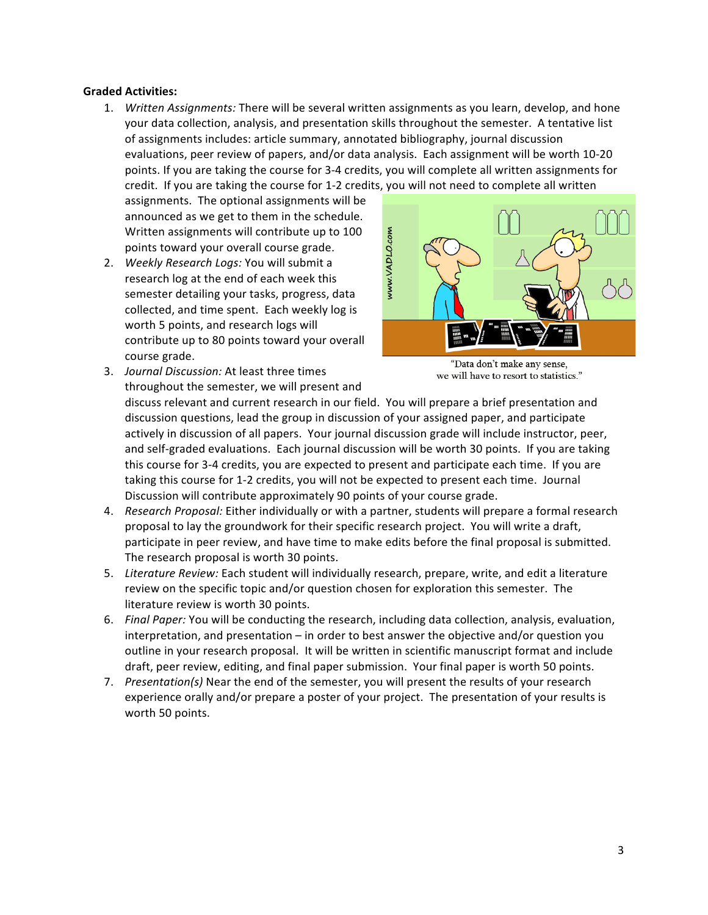**Graded Activities:**

1. *Written Assignments:* There will be several written assignments as you learn, develop, and hone your data collection, analysis, and presentation skills throughout the semester. A tentative list of assignments includes: article summary, annotated bibliography, journal discussion evaluations, peer review of papers, and/or data analysis. Each assignment will be worth 10-20 points. If you are taking the course for 3-4 credits, you will complete all written assignments for credit. If you are taking the course for 1-2 credits, you will not need to complete all written assignments. The optional assignments will be announced as we get to them in the schedule. Written assignments will contribute up to 100 points toward your overall course grade.
2. *Weekly Research Logs:* You will submit a research log at the end of each week this semester detailing your tasks, progress, data collected, and time spent. Each weekly log is worth 5 points, and research logs will contribute up to 80 points toward your overall course grade.
3. *Journal Discussion:* At least three times throughout the semester, we will present and discuss relevant and current research in our field. You will prepare a brief presentation and discussion questions, lead the group in discussion of your assigned paper, and participate actively in discussion of all papers. Your journal discussion grade will include instructor, peer, and self-graded evaluations. Each journal discussion will be worth 30 points. If you are taking this course for 3-4 credits, you are expected to present and participate each time. If you are taking this course for 1-2 credits, you will not be expected to present each time. Journal Discussion will contribute approximately 90 points of your course grade.
4. *Research Proposal:* Either individually or with a partner, students will prepare a formal research proposal to lay the groundwork for their specific research project. You will write a draft, participate in peer review, and have time to make edits before the final proposal is submitted. The research proposal is worth 30 points.
5. *Literature Review:* Each student will individually research, prepare, write, and edit a literature review on the specific topic and/or question chosen for exploration this semester. The literature review is worth 30 points.
6. *Final Paper:* You will be conducting the research, including data collection, analysis, evaluation, interpretation, and presentation – in order to best answer the objective and/or question you outline in your research proposal. It will be written in scientific manuscript format and include draft, peer review, editing, and final paper submission. Your final paper is worth 50 points.
7. *Presentation(s)* Near the end of the semester, you will present the results of your research experience orally and/or prepare a poster of your project. The presentation of your results is worth 50 points.

"Data don't make any sense, we will have to resort to statistics."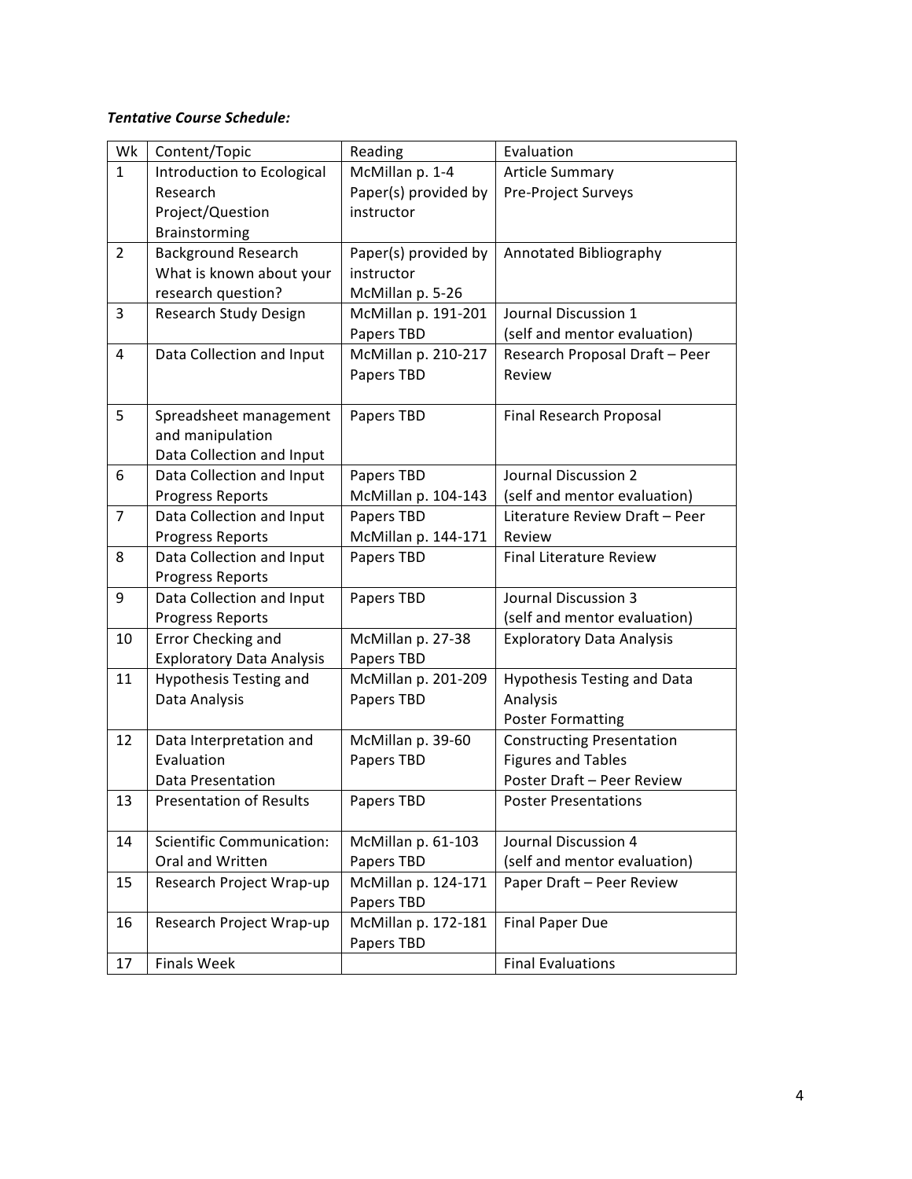***Tentative Course Schedule:***

| Wk | Content/Topic | Reading | Evaluation |
|---|---|---|---|
| 1 | Introduction to Ecological Research<br>Project/Question Brainstorming | McMillan p. 1-4<br>Paper(s) provided by instructor | Article Summary<br>Pre-Project Surveys |
| 2 | Background Research<br>What is known about your research question? | Paper(s) provided by instructor<br>McMillan p. 5-26 | Annotated Bibliography |
| 3 | Research Study Design | McMillan p. 191-201<br>Papers TBD | Journal Discussion 1<br>(self and mentor evaluation) |
| 4 | Data Collection and Input | McMillan p. 210-217<br>Papers TBD | Research Proposal Draft – Peer Review |
| 5 | Spreadsheet management and manipulation<br>Data Collection and Input | Papers TBD | Final Research Proposal |
| 6 | Data Collection and Input<br>Progress Reports | Papers TBD<br>McMillan p. 104-143 | Journal Discussion 2<br>(self and mentor evaluation) |
| 7 | Data Collection and Input<br>Progress Reports | Papers TBD<br>McMillan p. 144-171 | Literature Review Draft – Peer Review |
| 8 | Data Collection and Input<br>Progress Reports | Papers TBD | Final Literature Review |
| 9 | Data Collection and Input<br>Progress Reports | Papers TBD | Journal Discussion 3<br>(self and mentor evaluation) |
| 10 | Error Checking and Exploratory Data Analysis | McMillan p. 27-38<br>Papers TBD | Exploratory Data Analysis |
| 11 | Hypothesis Testing and Data Analysis | McMillan p. 201-209<br>Papers TBD | Hypothesis Testing and Data Analysis<br>Poster Formatting |
| 12 | Data Interpretation and Evaluation<br>Data Presentation | McMillan p. 39-60<br>Papers TBD | Constructing Presentation Figures and Tables<br>Poster Draft – Peer Review |
| 13 | Presentation of Results | Papers TBD | Poster Presentations |
| 14 | Scientific Communication: Oral and Written | McMillan p. 61-103<br>Papers TBD | Journal Discussion 4<br>(self and mentor evaluation) |
| 15 | Research Project Wrap-up | McMillan p. 124-171<br>Papers TBD | Paper Draft – Peer Review |
| 16 | Research Project Wrap-up | McMillan p. 172-181<br>Papers TBD | Final Paper Due |
| 17 | Finals Week | | Final Evaluations |